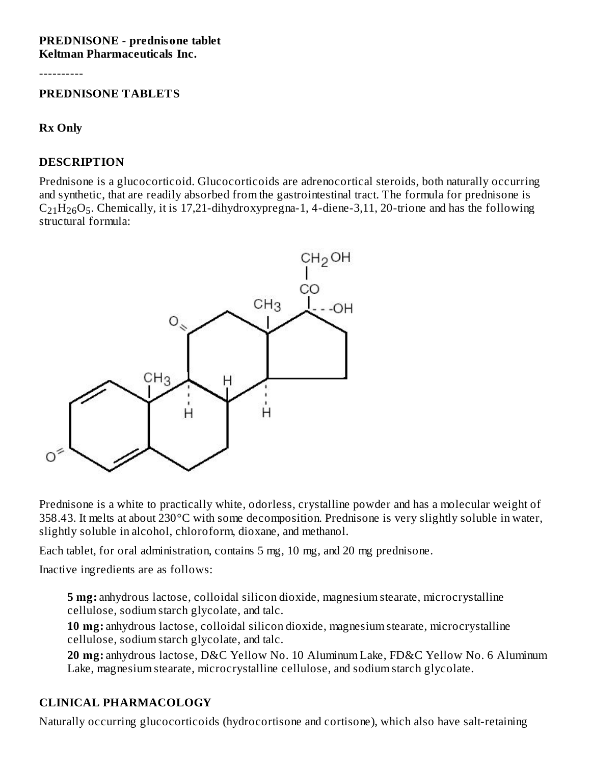**PREDNISONE - prednisone tablet**
**Keltman Pharmaceuticals Inc.**

----------

## PREDNISONE TABLETS

**Rx Only**

## DESCRIPTION

Prednisone is a glucocorticoid. Glucocorticoids are adrenocortical steroids, both naturally occurring and synthetic, that are readily absorbed from the gastrointestinal tract. The formula for prednisone is $C_{21}H_{26}O_5$. Chemically, it is 17,21-dihydroxypregna-1, 4-diene-3,11, 20-trione and has the following structural formula:

Prednisone is a white to practically white, odorless, crystalline powder and has a molecular weight of 358.43. It melts at about 230°C with some decomposition. Prednisone is very slightly soluble in water, slightly soluble in alcohol, chloroform, dioxane, and methanol.

Each tablet, for oral administration, contains 5 mg, 10 mg, and 20 mg prednisone.

Inactive ingredients are as follows:

**5 mg:** anhydrous lactose, colloidal silicon dioxide, magnesium stearate, microcrystalline cellulose, sodium starch glycolate, and talc.

**10 mg:** anhydrous lactose, colloidal silicon dioxide, magnesium stearate, microcrystalline cellulose, sodium starch glycolate, and talc.

**20 mg:** anhydrous lactose, D&C Yellow No. 10 Aluminum Lake, FD&C Yellow No. 6 Aluminum Lake, magnesium stearate, microcrystalline cellulose, and sodium starch glycolate.

## CLINICAL PHARMACOLOGY

Naturally occurring glucocorticoids (hydrocortisone and cortisone), which also have salt-retaining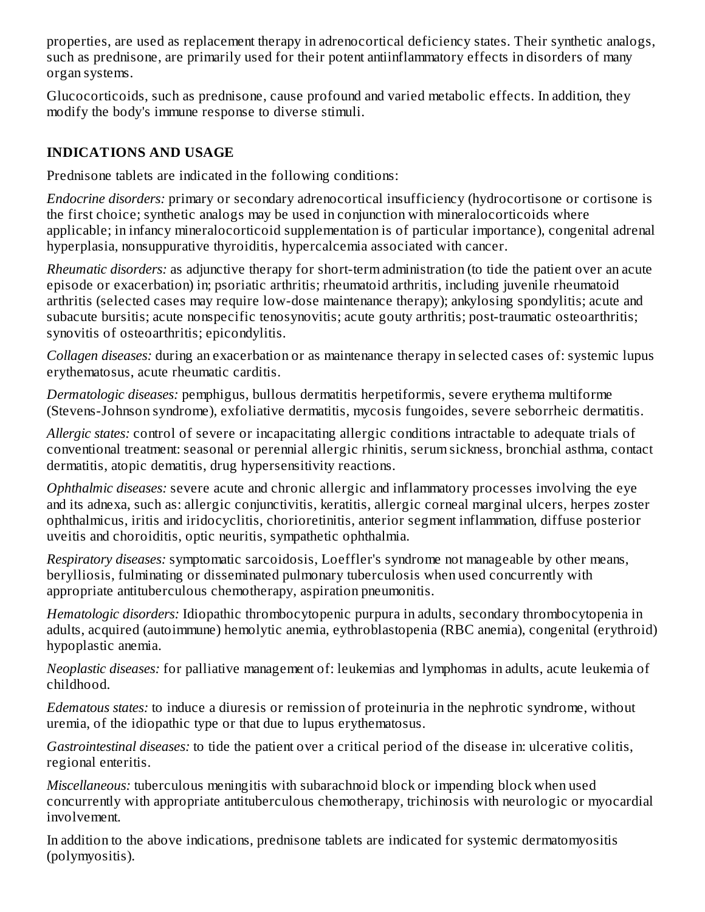properties, are used as replacement therapy in adrenocortical deficiency states. Their synthetic analogs, such as prednisone, are primarily used for their potent antiinflammatory effects in disorders of many organ systems.

Glucocorticoids, such as prednisone, cause profound and varied metabolic effects. In addition, they modify the body's immune response to diverse stimuli.

## INDICATIONS AND USAGE

Prednisone tablets are indicated in the following conditions:

*Endocrine disorders:* primary or secondary adrenocortical insufficiency (hydrocortisone or cortisone is the first choice; synthetic analogs may be used in conjunction with mineralocorticoids where applicable; in infancy mineralocorticoid supplementation is of particular importance), congenital adrenal hyperplasia, nonsuppurative thyroiditis, hypercalcemia associated with cancer.

*Rheumatic disorders:* as adjunctive therapy for short-term administration (to tide the patient over an acute episode or exacerbation) in; psoriatic arthritis; rheumatoid arthritis, including juvenile rheumatoid arthritis (selected cases may require low-dose maintenance therapy); ankylosing spondylitis; acute and subacute bursitis; acute nonspecific tenosynovitis; acute gouty arthritis; post-traumatic osteoarthritis; synovitis of osteoarthritis; epicondylitis.

*Collagen diseases:* during an exacerbation or as maintenance therapy in selected cases of: systemic lupus erythematosus, acute rheumatic carditis.

*Dermatologic diseases:* pemphigus, bullous dermatitis herpetiformis, severe erythema multiforme (Stevens-Johnson syndrome), exfoliative dermatitis, mycosis fungoides, severe seborrheic dermatitis.

*Allergic states:* control of severe or incapacitating allergic conditions intractable to adequate trials of conventional treatment: seasonal or perennial allergic rhinitis, serum sickness, bronchial asthma, contact dermatitis, atopic dematitis, drug hypersensitivity reactions.

*Ophthalmic diseases:* severe acute and chronic allergic and inflammatory processes involving the eye and its adnexa, such as: allergic conjunctivitis, keratitis, allergic corneal marginal ulcers, herpes zoster ophthalmicus, iritis and iridocyclitis, chorioretinitis, anterior segment inflammation, diffuse posterior uveitis and choroiditis, optic neuritis, sympathetic ophthalmia.

*Respiratory diseases:* symptomatic sarcoidosis, Loeffler's syndrome not manageable by other means, berylliosis, fulminating or disseminated pulmonary tuberculosis when used concurrently with appropriate antituberculous chemotherapy, aspiration pneumonitis.

*Hematologic disorders:* Idiopathic thrombocytopenic purpura in adults, secondary thrombocytopenia in adults, acquired (autoimmune) hemolytic anemia, eythroblastopenia (RBC anemia), congenital (erythroid) hypoplastic anemia.

*Neoplastic diseases:* for palliative management of: leukemias and lymphomas in adults, acute leukemia of childhood.

*Edematous states:* to induce a diuresis or remission of proteinuria in the nephrotic syndrome, without uremia, of the idiopathic type or that due to lupus erythematosus.

*Gastrointestinal diseases:* to tide the patient over a critical period of the disease in: ulcerative colitis, regional enteritis.

*Miscellaneous:* tuberculous meningitis with subarachnoid block or impending block when used concurrently with appropriate antituberculous chemotherapy, trichinosis with neurologic or myocardial involvement.

In addition to the above indications, prednisone tablets are indicated for systemic dermatomyositis (polymyositis).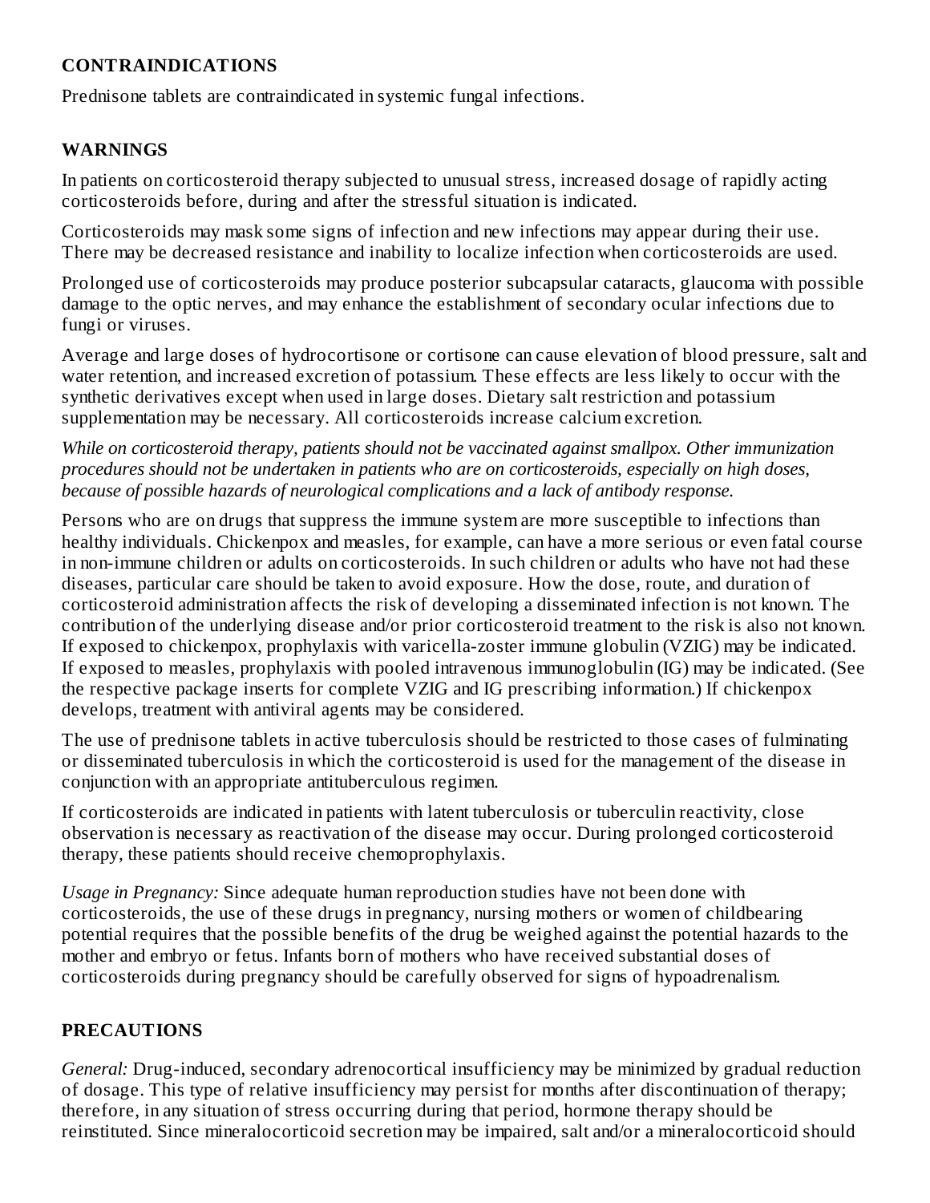## CONTRAINDICATIONS

Prednisone tablets are contraindicated in systemic fungal infections.

## WARNINGS

In patients on corticosteroid therapy subjected to unusual stress, increased dosage of rapidly acting corticosteroids before, during and after the stressful situation is indicated.

Corticosteroids may mask some signs of infection and new infections may appear during their use. There may be decreased resistance and inability to localize infection when corticosteroids are used.

Prolonged use of corticosteroids may produce posterior subcapsular cataracts, glaucoma with possible damage to the optic nerves, and may enhance the establishment of secondary ocular infections due to fungi or viruses.

Average and large doses of hydrocortisone or cortisone can cause elevation of blood pressure, salt and water retention, and increased excretion of potassium. These effects are less likely to occur with the synthetic derivatives except when used in large doses. Dietary salt restriction and potassium supplementation may be necessary. All corticosteroids increase calcium excretion.

*While on corticosteroid therapy, patients should not be vaccinated against smallpox. Other immunization procedures should not be undertaken in patients who are on corticosteroids, especially on high doses, because of possible hazards of neurological complications and a lack of antibody response.*

Persons who are on drugs that suppress the immune system are more susceptible to infections than healthy individuals. Chickenpox and measles, for example, can have a more serious or even fatal course in non-immune children or adults on corticosteroids. In such children or adults who have not had these diseases, particular care should be taken to avoid exposure. How the dose, route, and duration of corticosteroid administration affects the risk of developing a disseminated infection is not known. The contribution of the underlying disease and/or prior corticosteroid treatment to the risk is also not known. If exposed to chickenpox, prophylaxis with varicella-zoster immune globulin (VZIG) may be indicated. If exposed to measles, prophylaxis with pooled intravenous immunoglobulin (IG) may be indicated. (See the respective package inserts for complete VZIG and IG prescribing information.) If chickenpox develops, treatment with antiviral agents may be considered.

The use of prednisone tablets in active tuberculosis should be restricted to those cases of fulminating or disseminated tuberculosis in which the corticosteroid is used for the management of the disease in conjunction with an appropriate antituberculous regimen.

If corticosteroids are indicated in patients with latent tuberculosis or tuberculin reactivity, close observation is necessary as reactivation of the disease may occur. During prolonged corticosteroid therapy, these patients should receive chemoprophylaxis.

*Usage in Pregnancy:* Since adequate human reproduction studies have not been done with corticosteroids, the use of these drugs in pregnancy, nursing mothers or women of childbearing potential requires that the possible benefits of the drug be weighed against the potential hazards to the mother and embryo or fetus. Infants born of mothers who have received substantial doses of corticosteroids during pregnancy should be carefully observed for signs of hypoadrenalism.

## PRECAUTIONS

*General:* Drug-induced, secondary adrenocortical insufficiency may be minimized by gradual reduction of dosage. This type of relative insufficiency may persist for months after discontinuation of therapy; therefore, in any situation of stress occurring during that period, hormone therapy should be reinstituted. Since mineralocorticoid secretion may be impaired, salt and/or a mineralocorticoid should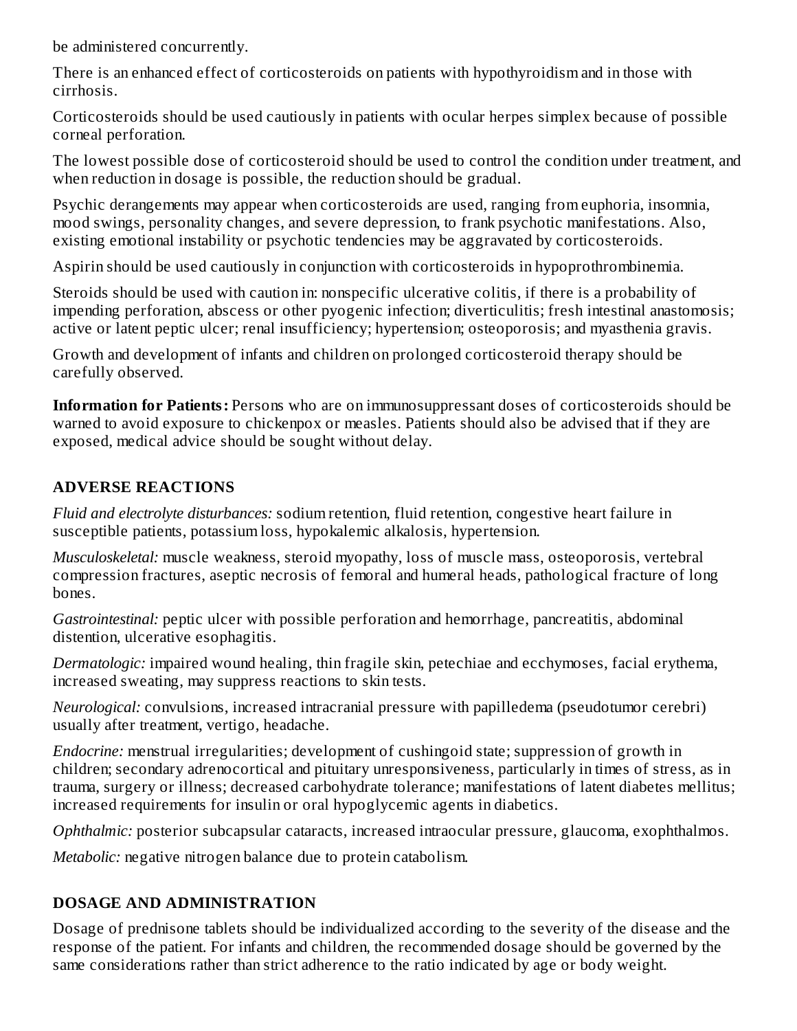be administered concurrently.

There is an enhanced effect of corticosteroids on patients with hypothyroidism and in those with cirrhosis.

Corticosteroids should be used cautiously in patients with ocular herpes simplex because of possible corneal perforation.

The lowest possible dose of corticosteroid should be used to control the condition under treatment, and when reduction in dosage is possible, the reduction should be gradual.

Psychic derangements may appear when corticosteroids are used, ranging from euphoria, insomnia, mood swings, personality changes, and severe depression, to frank psychotic manifestations. Also, existing emotional instability or psychotic tendencies may be aggravated by corticosteroids.

Aspirin should be used cautiously in conjunction with corticosteroids in hypoprothrombinemia.

Steroids should be used with caution in: nonspecific ulcerative colitis, if there is a probability of impending perforation, abscess or other pyogenic infection; diverticulitis; fresh intestinal anastomosis; active or latent peptic ulcer; renal insufficiency; hypertension; osteoporosis; and myasthenia gravis.

Growth and development of infants and children on prolonged corticosteroid therapy should be carefully observed.

**Information for Patients:** Persons who are on immunosuppressant doses of corticosteroids should be warned to avoid exposure to chickenpox or measles. Patients should also be advised that if they are exposed, medical advice should be sought without delay.

## ADVERSE REACTIONS

*Fluid and electrolyte disturbances:* sodium retention, fluid retention, congestive heart failure in susceptible patients, potassium loss, hypokalemic alkalosis, hypertension.

*Musculoskeletal:* muscle weakness, steroid myopathy, loss of muscle mass, osteoporosis, vertebral compression fractures, aseptic necrosis of femoral and humeral heads, pathological fracture of long bones.

*Gastrointestinal:* peptic ulcer with possible perforation and hemorrhage, pancreatitis, abdominal distention, ulcerative esophagitis.

*Dermatologic:* impaired wound healing, thin fragile skin, petechiae and ecchymoses, facial erythema, increased sweating, may suppress reactions to skin tests.

*Neurological:* convulsions, increased intracranial pressure with papilledema (pseudotumor cerebri) usually after treatment, vertigo, headache.

*Endocrine:* menstrual irregularities; development of cushingoid state; suppression of growth in children; secondary adrenocortical and pituitary unresponsiveness, particularly in times of stress, as in trauma, surgery or illness; decreased carbohydrate tolerance; manifestations of latent diabetes mellitus; increased requirements for insulin or oral hypoglycemic agents in diabetics.

*Ophthalmic:* posterior subcapsular cataracts, increased intraocular pressure, glaucoma, exophthalmos.

*Metabolic:* negative nitrogen balance due to protein catabolism.

## DOSAGE AND ADMINISTRATION

Dosage of prednisone tablets should be individualized according to the severity of the disease and the response of the patient. For infants and children, the recommended dosage should be governed by the same considerations rather than strict adherence to the ratio indicated by age or body weight.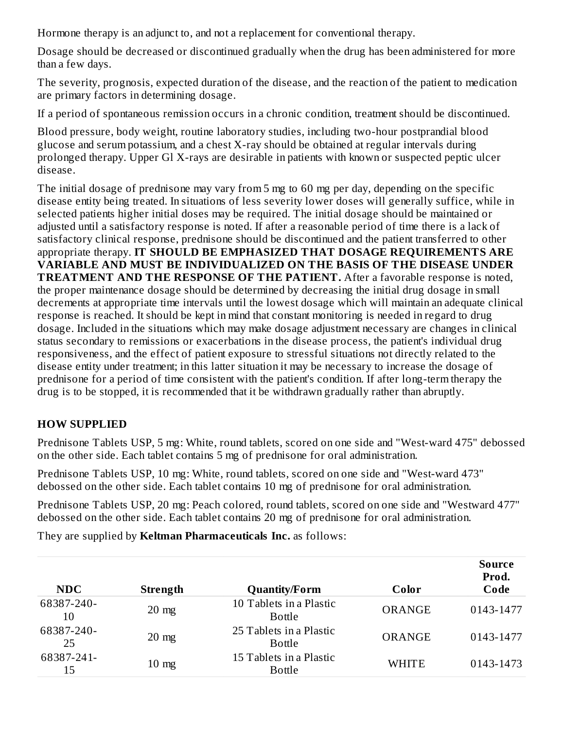Hormone therapy is an adjunct to, and not a replacement for conventional therapy.

Dosage should be decreased or discontinued gradually when the drug has been administered for more than a few days.

The severity, prognosis, expected duration of the disease, and the reaction of the patient to medication are primary factors in determining dosage.

If a period of spontaneous remission occurs in a chronic condition, treatment should be discontinued.

Blood pressure, body weight, routine laboratory studies, including two-hour postprandial blood glucose and serum potassium, and a chest X-ray should be obtained at regular intervals during prolonged therapy. Upper Gl X-rays are desirable in patients with known or suspected peptic ulcer disease.

The initial dosage of prednisone may vary from 5 mg to 60 mg per day, depending on the specific disease entity being treated. In situations of less severity lower doses will generally suffice, while in selected patients higher initial doses may be required. The initial dosage should be maintained or adjusted until a satisfactory response is noted. If after a reasonable period of time there is a lack of satisfactory clinical response, prednisone should be discontinued and the patient transferred to other appropriate therapy. **IT SHOULD BE EMPHASIZED THAT DOSAGE REQUIREMENTS ARE VARIABLE AND MUST BE INDIVIDUALIZED ON THE BASIS OF THE DISEASE UNDER TREATMENT AND THE RESPONSE OF THE PATIENT.** After a favorable response is noted, the proper maintenance dosage should be determined by decreasing the initial drug dosage in small decrements at appropriate time intervals until the lowest dosage which will maintain an adequate clinical response is reached. It should be kept in mind that constant monitoring is needed in regard to drug dosage. Included in the situations which may make dosage adjustment necessary are changes in clinical status secondary to remissions or exacerbations in the disease process, the patient's individual drug responsiveness, and the effect of patient exposure to stressful situations not directly related to the disease entity under treatment; in this latter situation it may be necessary to increase the dosage of prednisone for a period of time consistent with the patient's condition. If after long-term therapy the drug is to be stopped, it is recommended that it be withdrawn gradually rather than abruptly.

## HOW SUPPLIED

Prednisone Tablets USP, 5 mg: White, round tablets, scored on one side and "West-ward 475" debossed on the other side. Each tablet contains 5 mg of prednisone for oral administration.

Prednisone Tablets USP, 10 mg: White, round tablets, scored on one side and "West-ward 473" debossed on the other side. Each tablet contains 10 mg of prednisone for oral administration.

Prednisone Tablets USP, 20 mg: Peach colored, round tablets, scored on one side and "Westward 477" debossed on the other side. Each tablet contains 20 mg of prednisone for oral administration.

They are supplied by **Keltman Pharmaceuticals Inc.** as follows:

| NDC | Strength | Quantity/Form | Color | Source Prod. Code |
|---|---|---|---|---|
| 68387-240-10 | 20 mg | 10 Tablets in a Plastic Bottle | ORANGE | 0143-1477 |
| 68387-240-25 | 20 mg | 25 Tablets in a Plastic Bottle | ORANGE | 0143-1477 |
| 68387-241-15 | 10 mg | 15 Tablets in a Plastic Bottle | WHITE | 0143-1473 |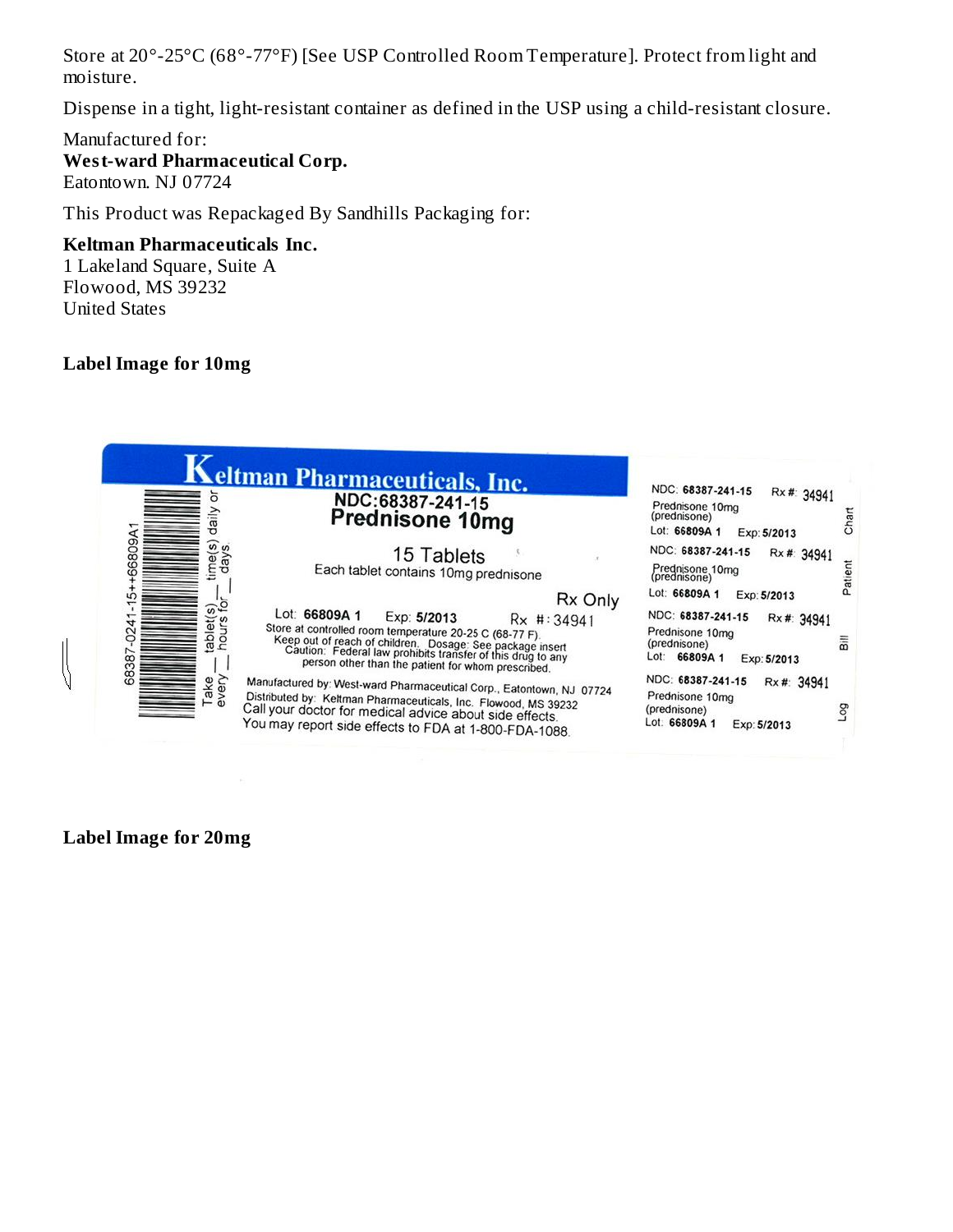Store at 20°-25°C (68°-77°F) [See USP Controlled Room Temperature]. Protect from light and moisture.

Dispense in a tight, light-resistant container as defined in the USP using a child-resistant closure.

Manufactured for:
**West-ward Pharmaceutical Corp.**
Eatontown. NJ 07724

This Product was Repackaged By Sandhills Packaging for:

**Keltman Pharmaceuticals Inc.**
1 Lakeland Square, Suite A
Flowood, MS 39232
United States

**Label Image for 10mg**

Keltman Pharmaceuticals, Inc.

68387-0241-15++66809A1

Take __ tablet(s) __ time(s) daily or every __ hours for __ days

NDC:68387-241-15
Prednisone 10mg

15 Tablets
Each tablet contains 10mg prednisone

Rx Only

Lot: 66809A 1 Exp: 5/2013 Rx #: 34941

Store at controlled room temperature 20-25 C (68-77 F).
Keep out of reach of children. Dosage: See package insert
Caution: Federal law prohibits transfer of this drug to any person other than the patient for whom prescribed.

Manufactured by: West-ward Pharmaceutical Corp., Eatontown, NJ 07724
Distributed by: Keltman Pharmaceuticals, Inc. Flowood, MS 39232
Call your doctor for medical advice about side effects.
You may report side effects to FDA at 1-800-FDA-1088.

NDC: 68387-241-15 Rx #: 34941
Prednisone 10mg (prednisone)
Lot: 66809A 1 Exp: 5/2013
Chart

NDC: 68387-241-15 Rx #: 34941
Prednisone 10mg (prednisone)
Lot: 66809A 1 Exp: 5/2013
Patient

NDC: 68387-241-15 Rx #: 34941
Prednisone 10mg (prednisone)
Lot: 66809A 1 Exp: 5/2013
Bill

NDC: 68387-241-15 Rx #: 34941
Prednisone 10mg (prednisone)
Lot: 66809A 1 Exp: 5/2013
Log

**Label Image for 20mg**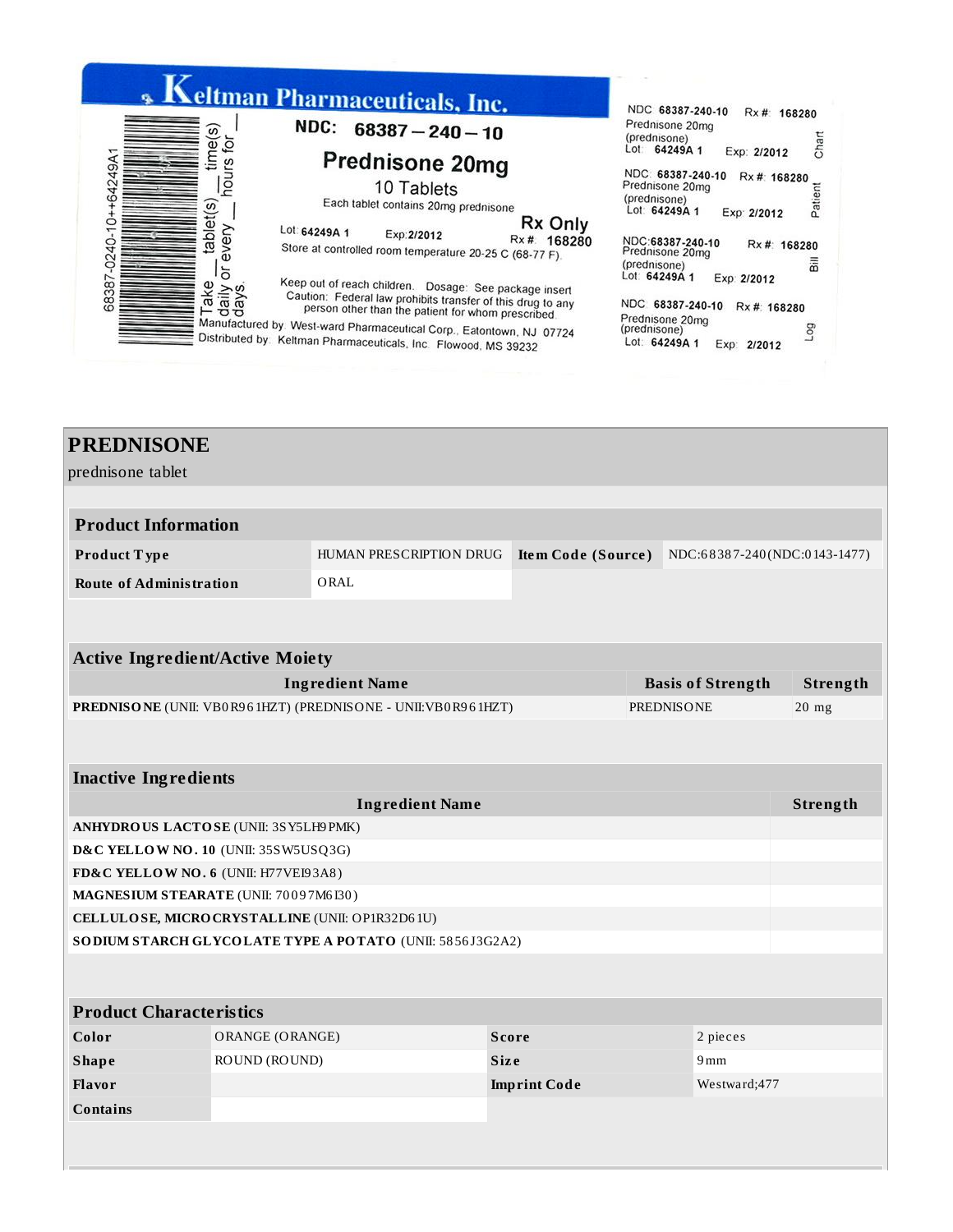**Keltman Pharmaceuticals, Inc.**

**NDC: 68387 – 240 – 10**

**Prednisone 20mg**

10 Tablets

Each tablet contains 20mg prednisone

**Rx Only**

Lot: 64249A 1 Exp:2/2012 Rx #: 168280

Store at controlled room temperature 20-25 C (68-77 F).

Keep out of reach children. Dosage: See package insert

Caution: Federal law prohibits transfer of this drug to any person other than the patient for whom prescribed.

Manufactured by: West-ward Pharmaceutical Corp., Eatontown, NJ 07724

Distributed by: Keltman Pharmaceuticals, Inc. Flowood, MS 39232

Take __ tablet(s) __ time(s) daily or every __ hours for __ days.

68387-0240-10++64249A1

NDC 68387-240-10 Rx #: 168280 Prednisone 20mg (prednisone) Lot: 64249A 1 Exp: 2/2012 Chart

NDC 68387-240-10 Rx #: 168280 Prednisone 20mg (prednisone) Lot: 64249A 1 Exp: 2/2012 Patient

NDC 68387-240-10 Rx #: 168280 Prednisone 20mg (prednisone) Lot: 64249A 1 Exp: 2/2012 Bill

NDC 68387-240-10 Rx #: 168280 Prednisone 20mg (prednisone) Lot: 64249A 1 Exp: 2/2012 Log

# PREDNISONE

prednisone tablet

| Product Information | | | |
|---|---|---|---|
| **Product Type** | HUMAN PRESCRIPTION DRUG | **Item Code (Source)** | NDC:68387-240(NDC:0143-1477) |
| **Route of Administration** | ORAL | | |

| Active Ingredient/Active Moiety | | |
|---|---|---|
| **Ingredient Name** | **Basis of Strength** | **Strength** |
| **PREDNISONE** (UNII: VB0R961HZT) (PREDNISONE - UNII:VB0R961HZT) | PREDNISONE | 20 mg |

| Inactive Ingredients | |
|---|---|
| **Ingredient Name** | **Strength** |
| **ANHYDROUS LACTOSE** (UNII: 3SY5LH9PMK) | |
| **D&C YELLOW NO. 10** (UNII: 35SW5USQ3G) | |
| **FD&C YELLOW NO. 6** (UNII: H77VEI93A8) | |
| **MAGNESIUM STEARATE** (UNII: 70097M6I30) | |
| **CELLULOSE, MICROCRYSTALLINE** (UNII: OP1R32D61U) | |
| **SODIUM STARCH GLYCOLATE TYPE A POTATO** (UNII: 5856J3G2A2) | |

| Product Characteristics | | | |
|---|---|---|---|
| **Color** | ORANGE (ORANGE) | **Score** | 2 pieces |
| **Shape** | ROUND (ROUND) | **Size** | 9mm |
| **Flavor** | | **Imprint Code** | Westward;477 |
| **Contains** | | | |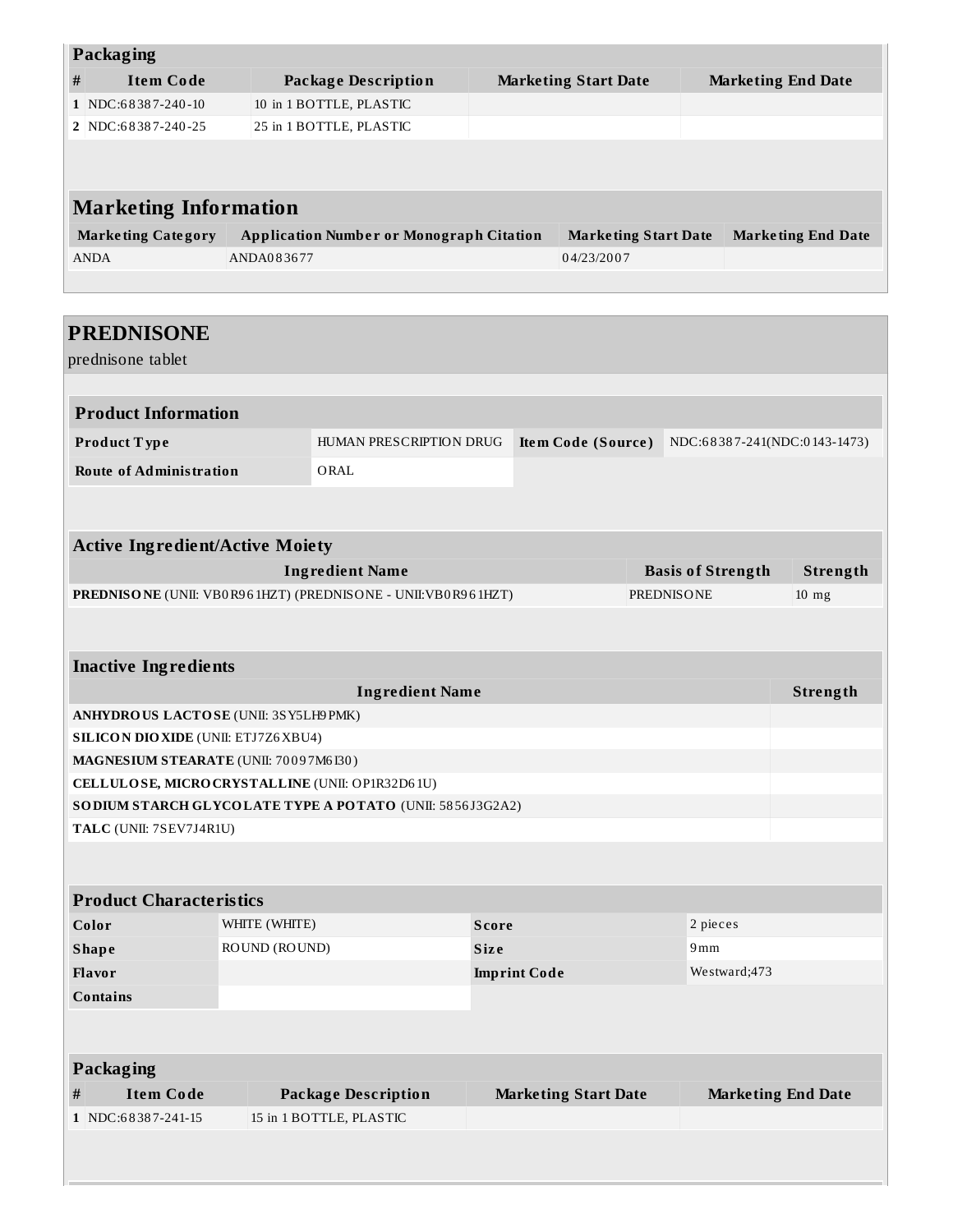### Packaging

| # | Item Code | Package Description | Marketing Start Date | Marketing End Date |
|---|---|---|---|---|
| 1 | NDC:68387-240-10 | 10 in 1 BOTTLE, PLASTIC | | |
| 2 | NDC:68387-240-25 | 25 in 1 BOTTLE, PLASTIC | | |

### Marketing Information

| Marketing Category | Application Number or Monograph Citation | Marketing Start Date | Marketing End Date |
|---|---|---|---|
| ANDA | ANDA083677 | 04/23/2007 | |

## PREDNISONE

prednisone tablet

### Product Information

| Product Type | HUMAN PRESCRIPTION DRUG | Item Code (Source) | NDC:68387-241(NDC:0143-1473) |
|---|---|---|---|
| Route of Administration | ORAL | | |

### Active Ingredient/Active Moiety

| Ingredient Name | Basis of Strength | Strength |
|---|---|---|
| **PREDNISONE** (UNII: VB0R961HZT) (PREDNISONE - UNII:VB0R961HZT) | PREDNISONE | 10 mg |

### Inactive Ingredients

| Ingredient Name | Strength |
|---|---|
| **ANHYDROUS LACTOSE** (UNII: 3SY5LH9PMK) | |
| **SILICON DIOXIDE** (UNII: ETJ7Z6XBU4) | |
| **MAGNESIUM STEARATE** (UNII: 70097M6I30) | |
| **CELLULOSE, MICROCRYSTALLINE** (UNII: OP1R32D61U) | |
| **SODIUM STARCH GLYCOLATE TYPE A POTATO** (UNII: 5856J3G2A2) | |
| **TALC** (UNII: 7SEV7J4R1U) | |

### Product Characteristics

| Color | WHITE (WHITE) | Score | 2 pieces |
|---|---|---|---|
| Shape | ROUND (ROUND) | Size | 9mm |
| Flavor | | Imprint Code | Westward;473 |
| Contains | | | |

### Packaging

| # | Item Code | Package Description | Marketing Start Date | Marketing End Date |
|---|---|---|---|---|
| 1 | NDC:68387-241-15 | 15 in 1 BOTTLE, PLASTIC | | |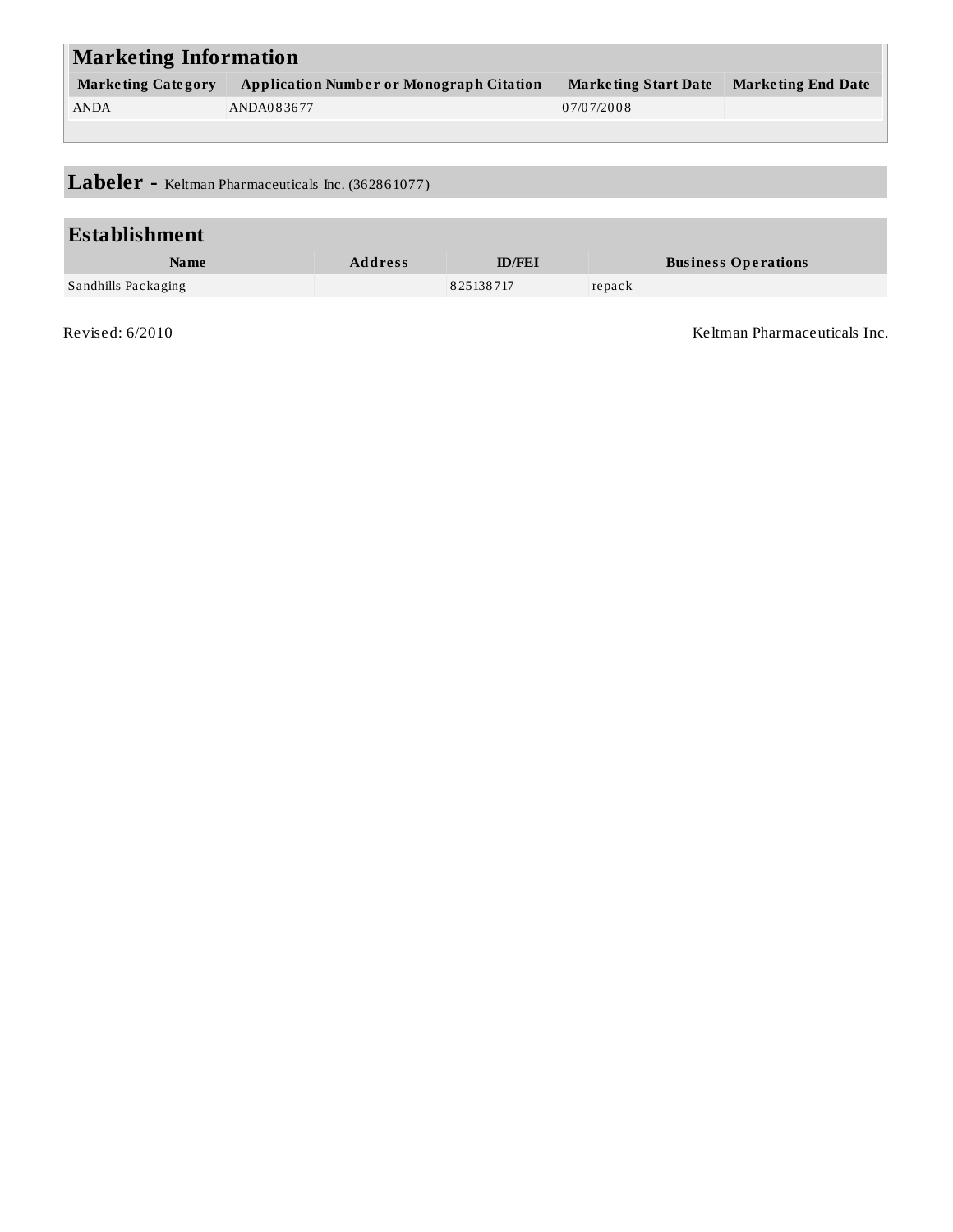## Marketing Information

| Marketing Category | Application Number or Monograph Citation | Marketing Start Date | Marketing End Date |
|---|---|---|---|
| ANDA | ANDA083677 | 07/07/2008 | |

## Labeler - Keltman Pharmaceuticals Inc. (362861077)

## Establishment

| Name | Address | ID/FEI | Business Operations |
|---|---|---|---|
| Sandhills Packaging | | 825138717 | repack |

Revised: 6/2010

Keltman Pharmaceuticals Inc.